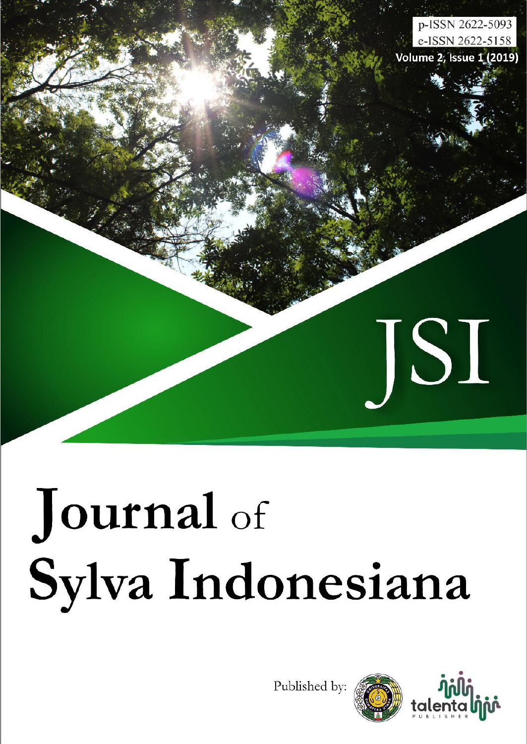p-ISSN 2622-5093
e-ISSN 2622-5158
Volume 2, Issue 1 (2019)

JSI

# Journal of Sylva Indonesiana

Published by: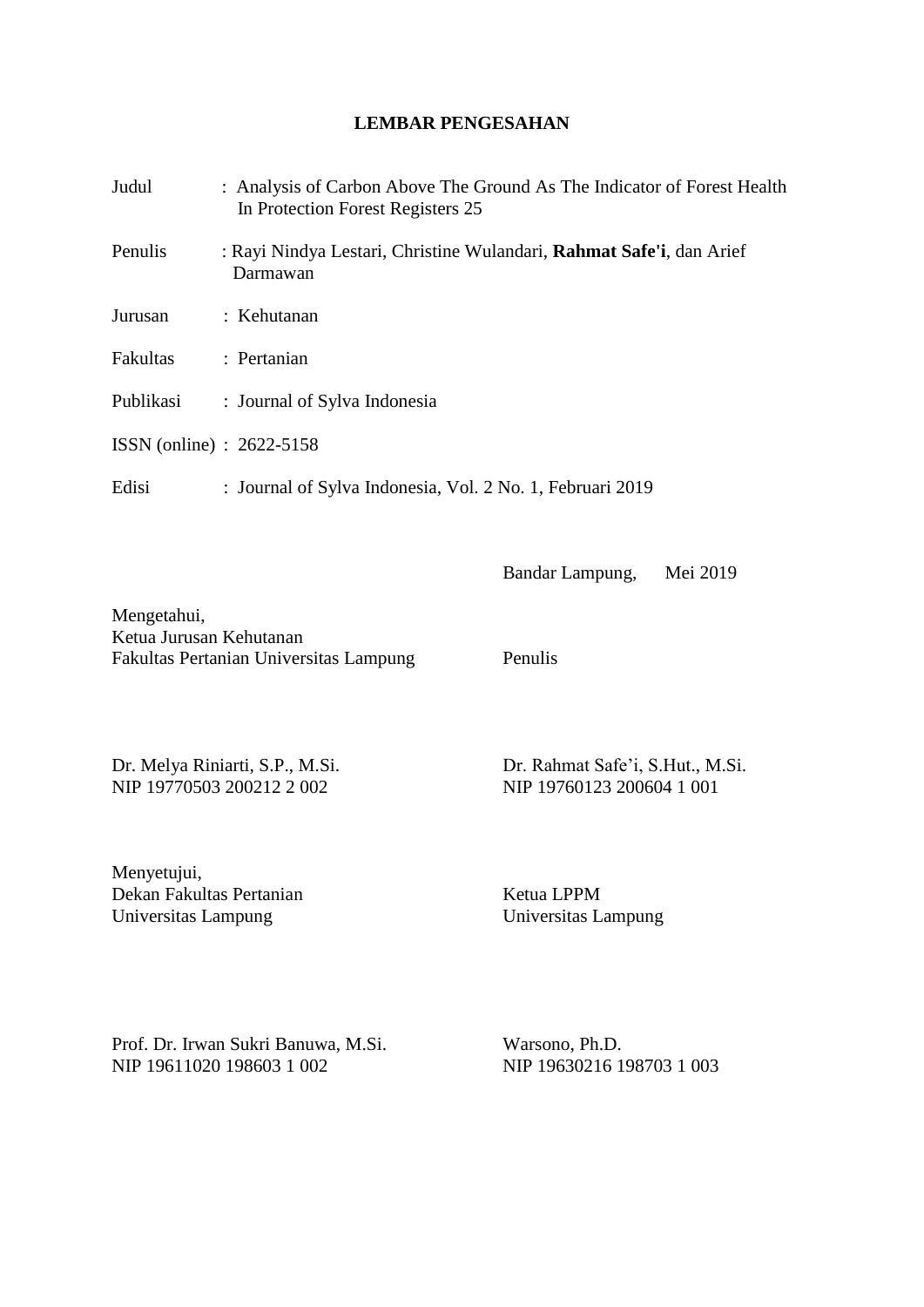# LEMBAR PENGESAHAN

| | |
|---|---|
| Judul | : Analysis of Carbon Above The Ground As The Indicator of Forest Health In Protection Forest Registers 25 |
| Penulis | : Rayi Nindya Lestari, Christine Wulandari, **Rahmat Safe'i**, dan Arief Darmawan |
| Jurusan | : Kehutanan |
| Fakultas | : Pertanian |
| Publikasi | : Journal of Sylva Indonesia |
| ISSN (online) | : 2622-5158 |
| Edisi | : Journal of Sylva Indonesia, Vol. 2 No. 1, Februari 2019 |

Bandar Lampung, Mei 2019

| | |
|---|---|
| Mengetahui,<br>Ketua Jurusan Kehutanan<br>Fakultas Pertanian Universitas Lampung | Penulis |
| Dr. Melya Riniarti, S.P., M.Si.<br>NIP 19770503 200212 2 002 | Dr. Rahmat Safe'i, S.Hut., M.Si.<br>NIP 19760123 200604 1 001 |
| Menyetujui,<br>Dekan Fakultas Pertanian<br>Universitas Lampung | Ketua LPPM<br>Universitas Lampung |
| Prof. Dr. Irwan Sukri Banuwa, M.Si.<br>NIP 19611020 198603 1 002 | Warsono, Ph.D.<br>NIP 19630216 198703 1 003 |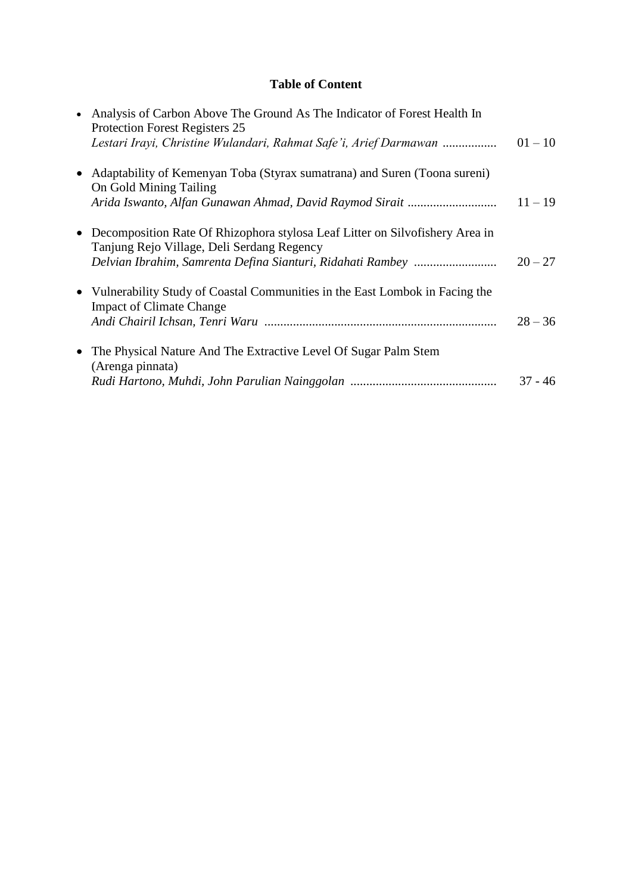# Table of Content

- Analysis of Carbon Above The Ground As The Indicator of Forest Health In Protection Forest Registers 25
  *Lestari Irayi, Christine Wulandari, Rahmat Safe'i, Arief Darmawan* ................. 01 – 10

- Adaptability of Kemenyan Toba (Styrax sumatrana) and Suren (Toona sureni) On Gold Mining Tailing
  *Arida Iswanto, Alfan Gunawan Ahmad, David Raymod Sirait* ............................ 11 – 19

- Decomposition Rate Of Rhizophora stylosa Leaf Litter on Silvofishery Area in Tanjung Rejo Village, Deli Serdang Regency
  *Delvian Ibrahim, Samrenta Defina Sianturi, Ridahati Rambey* .......................... 20 – 27

- Vulnerability Study of Coastal Communities in the East Lombok in Facing the Impact of Climate Change
  *Andi Chairil Ichsan, Tenri Waru* ......................................................................... 28 – 36

- The Physical Nature And The Extractive Level Of Sugar Palm Stem (Arenga pinnata)
  *Rudi Hartono, Muhdi, John Parulian Nainggolan* .............................................. 37 - 46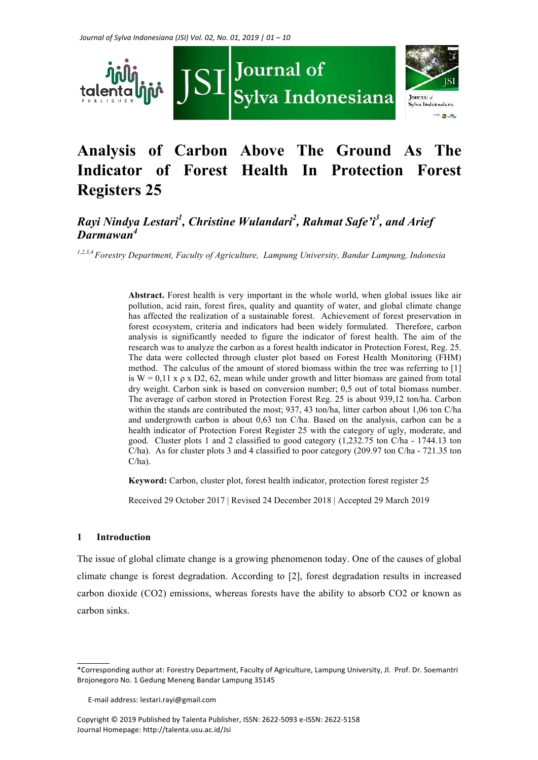# Analysis of Carbon Above The Ground As The Indicator of Forest Health In Protection Forest Registers 25

*Rayi Nindya Lestari[1], Christine Wulandari[2], Rahmat Safe'i[3], and Arief Darmawan[4]*

*[1,2,3,4] Forestry Department, Faculty of Agriculture, Lampung University, Bandar Lampung, Indonesia*

**Abstract.** Forest health is very important in the whole world, when global issues like air pollution, acid rain, forest fires, quality and quantity of water, and global climate change has affected the realization of a sustainable forest. Achievement of forest preservation in forest ecosystem, criteria and indicators had been widely formulated. Therefore, carbon analysis is significantly needed to figure the indicator of forest health. The aim of the research was to analyze the carbon as a forest health indicator in Protection Forest, Reg. 25. The data were collected through cluster plot based on Forest Health Monitoring (FHM) method. The calculus of the amount of stored biomass within the tree was referring to [1] is W = 0,11 x ρ x D2, 62, mean while under growth and litter biomass are gained from total dry weight. Carbon sink is based on conversion number; 0,5 out of total biomass number. The average of carbon stored in Protection Forest Reg. 25 is about 939,12 ton/ha. Carbon within the stands are contributed the most; 937, 43 ton/ha, litter carbon about 1,06 ton C/ha and undergrowth carbon is about 0,63 ton C/ha. Based on the analysis, carbon can be a health indicator of Protection Forest Register 25 with the category of ugly, moderate, and good. Cluster plots 1 and 2 classified to good category (1,232.75 ton C/ha - 1744.13 ton C/ha). As for cluster plots 3 and 4 classified to poor category (209.97 ton C/ha - 721.35 ton C/ha).

**Keyword:** Carbon, cluster plot, forest health indicator, protection forest register 25

Received 29 October 2017 | Revised 24 December 2018 | Accepted 29 March 2019

## 1 Introduction

The issue of global climate change is a growing phenomenon today. One of the causes of global climate change is forest degradation. According to [2], forest degradation results in increased carbon dioxide ($CO_2$) emissions, whereas forests have the ability to absorb $CO_2$ or known as carbon sinks.

---

*Corresponding author at: Forestry Department, Faculty of Agriculture, Lampung University, Jl. Prof. Dr. Soemantri Brojonegoro No. 1 Gedung Meneng Bandar Lampung 35145

E-mail address: lestari.rayi@gmail.com

Copyright © 2019 Published by Talenta Publisher, ISSN: 2622-5093 e-ISSN: 2622-5158
Journal Homepage: http://talenta.usu.ac.id/Jsi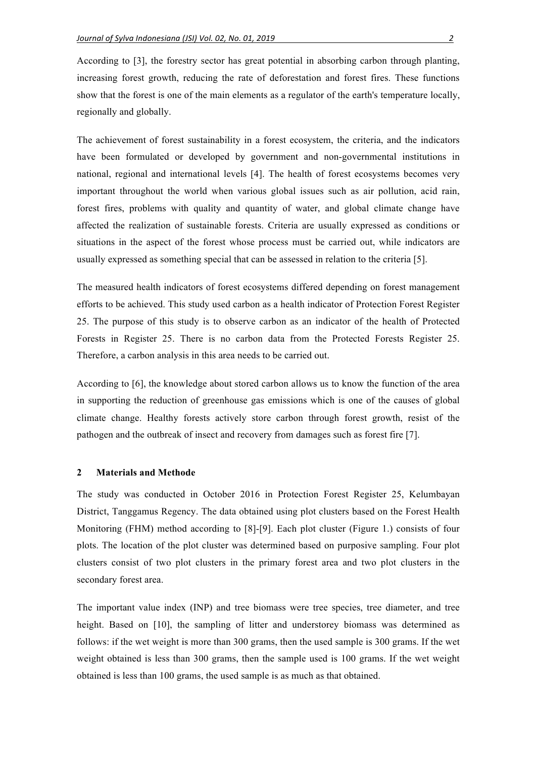According to [3], the forestry sector has great potential in absorbing carbon through planting, increasing forest growth, reducing the rate of deforestation and forest fires. These functions show that the forest is one of the main elements as a regulator of the earth's temperature locally, regionally and globally.

The achievement of forest sustainability in a forest ecosystem, the criteria, and the indicators have been formulated or developed by government and non-governmental institutions in national, regional and international levels [4]. The health of forest ecosystems becomes very important throughout the world when various global issues such as air pollution, acid rain, forest fires, problems with quality and quantity of water, and global climate change have affected the realization of sustainable forests. Criteria are usually expressed as conditions or situations in the aspect of the forest whose process must be carried out, while indicators are usually expressed as something special that can be assessed in relation to the criteria [5].

The measured health indicators of forest ecosystems differed depending on forest management efforts to be achieved. This study used carbon as a health indicator of Protection Forest Register 25. The purpose of this study is to observe carbon as an indicator of the health of Protected Forests in Register 25. There is no carbon data from the Protected Forests Register 25. Therefore, a carbon analysis in this area needs to be carried out.

According to [6], the knowledge about stored carbon allows us to know the function of the area in supporting the reduction of greenhouse gas emissions which is one of the causes of global climate change. Healthy forests actively store carbon through forest growth, resist of the pathogen and the outbreak of insect and recovery from damages such as forest fire [7].

## 2 Materials and Methode

The study was conducted in October 2016 in Protection Forest Register 25, Kelumbayan District, Tanggamus Regency. The data obtained using plot clusters based on the Forest Health Monitoring (FHM) method according to [8]-[9]. Each plot cluster (Figure 1.) consists of four plots. The location of the plot cluster was determined based on purposive sampling. Four plot clusters consist of two plot clusters in the primary forest area and two plot clusters in the secondary forest area.

The important value index (INP) and tree biomass were tree species, tree diameter, and tree height. Based on [10], the sampling of litter and understorey biomass was determined as follows: if the wet weight is more than 300 grams, then the used sample is 300 grams. If the wet weight obtained is less than 300 grams, then the sample used is 100 grams. If the wet weight obtained is less than 100 grams, the used sample is as much as that obtained.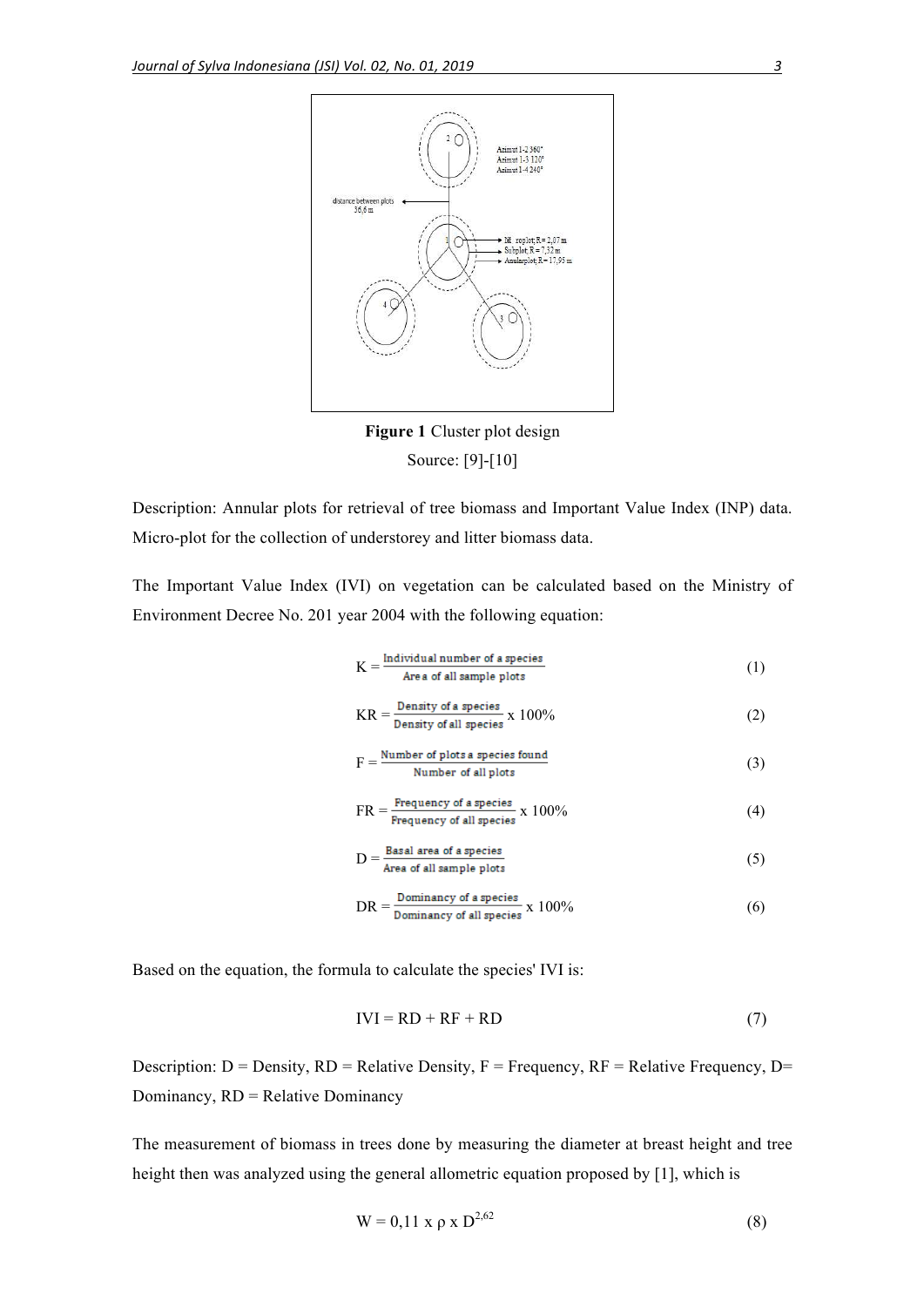Figure 1 Cluster plot design

Source: [9]-[10]

Description: Annular plots for retrieval of tree biomass and Important Value Index (INP) data. Micro-plot for the collection of understorey and litter biomass data.

The Important Value Index (IVI) on vegetation can be calculated based on the Ministry of Environment Decree No. 201 year 2004 with the following equation:

$$K = \frac{\text{Individual number of a species}}{\text{Area of all sample plots}} \quad (1)$$

$$KR = \frac{\text{Density of a species}}{\text{Density of all species}} \times 100\% \quad (2)$$

$$F = \frac{\text{Number of plots a species found}}{\text{Number of all plots}} \quad (3)$$

$$FR = \frac{\text{Frequency of a species}}{\text{Frequency of all species}} \times 100\% \quad (4)$$

$$D = \frac{\text{Basal area of a species}}{\text{Area of all sample plots}} \quad (5)$$

$$DR = \frac{\text{Dominancy of a species}}{\text{Dominancy of all species}} \times 100\% \quad (6)$$

Based on the equation, the formula to calculate the species' IVI is:

$$IVI = RD + RF + RD \quad (7)$$

Description: D = Density, RD = Relative Density, F = Frequency, RF = Relative Frequency, D= Dominancy, RD = Relative Dominancy

The measurement of biomass in trees done by measuring the diameter at breast height and tree height then was analyzed using the general allometric equation proposed by [1], which is

$$W = 0{,}11 \times \rho \times D^{2{,}62} \quad (8)$$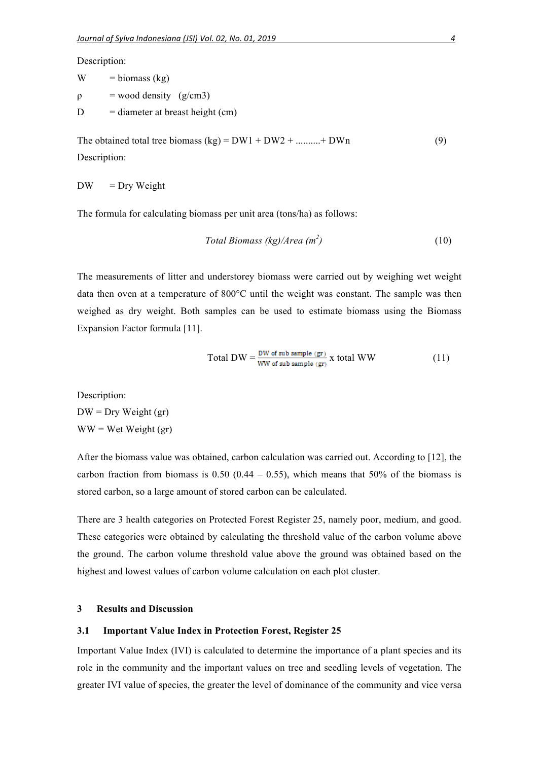Description:

W = biomass (kg)

ρ = wood density (g/cm3)

D = diameter at breast height (cm)

The obtained total tree biomass (kg) = DW1 + DW2 + ..........+ DWn (9)

Description:

DW = Dry Weight

The formula for calculating biomass per unit area (tons/ha) as follows:

$$\textit{Total Biomass (kg)/Area } (m^2) \qquad (10)$$

The measurements of litter and understorey biomass were carried out by weighing wet weight data then oven at a temperature of 800°C until the weight was constant. The sample was then weighed as dry weight. Both samples can be used to estimate biomass using the Biomass Expansion Factor formula [11].

$$\text{Total DW} = \frac{\text{DW of sub sample (gr)}}{\text{WW of sub sample (gr)}} \text{ x total WW} \qquad (11)$$

Description:

DW = Dry Weight (gr)

WW = Wet Weight (gr)

After the biomass value was obtained, carbon calculation was carried out. According to [12], the carbon fraction from biomass is 0.50 (0.44 – 0.55), which means that 50% of the biomass is stored carbon, so a large amount of stored carbon can be calculated.

There are 3 health categories on Protected Forest Register 25, namely poor, medium, and good. These categories were obtained by calculating the threshold value of the carbon volume above the ground. The carbon volume threshold value above the ground was obtained based on the highest and lowest values of carbon volume calculation on each plot cluster.

## 3 Results and Discussion

### 3.1 Important Value Index in Protection Forest, Register 25

Important Value Index (IVI) is calculated to determine the importance of a plant species and its role in the community and the important values on tree and seedling levels of vegetation. The greater IVI value of species, the greater the level of dominance of the community and vice versa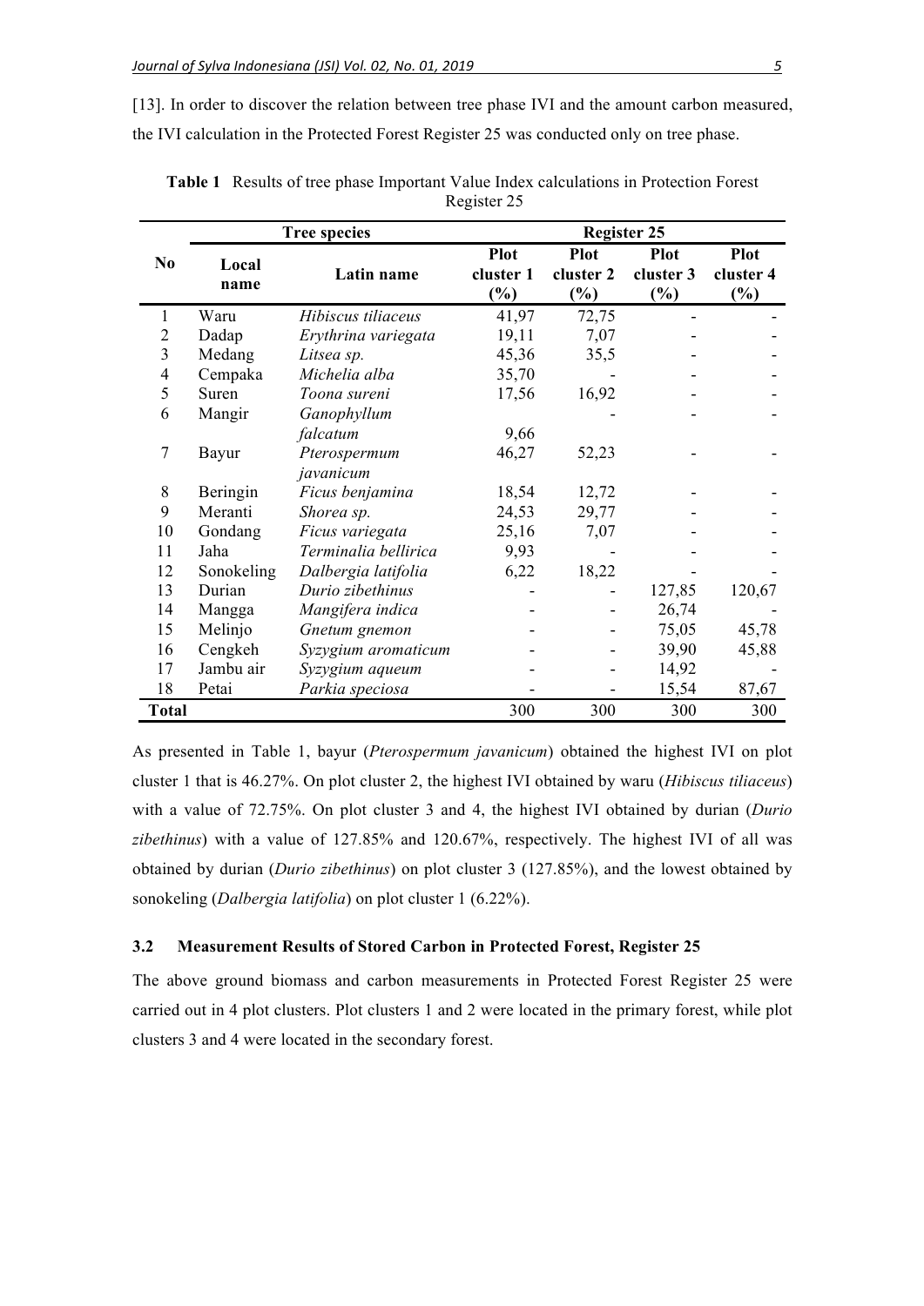[13]. In order to discover the relation between tree phase IVI and the amount carbon measured, the IVI calculation in the Protected Forest Register 25 was conducted only on tree phase.

**Table 1** Results of tree phase Important Value Index calculations in Protection Forest Register 25

| No | Tree species | | Register 25 | | | |
|---|---|---|---|---|---|---|
| | Local name | Latin name | Plot cluster 1 (%) | Plot cluster 2 (%) | Plot cluster 3 (%) | Plot cluster 4 (%) |
| 1 | Waru | *Hibiscus tiliaceus* | 41,97 | 72,75 | - | - |
| 2 | Dadap | *Erythrina variegata* | 19,11 | 7,07 | - | - |
| 3 | Medang | *Litsea sp.* | 45,36 | 35,5 | - | - |
| 4 | Cempaka | *Michelia alba* | 35,70 | - | - | - |
| 5 | Suren | *Toona sureni* | 17,56 | 16,92 | - | - |
| 6 | Mangir | *Ganophyllum falcatum* | 9,66 | - | - | - |
| 7 | Bayur | *Pterospermum javanicum* | 46,27 | 52,23 | - | - |
| 8 | Beringin | *Ficus benjamina* | 18,54 | 12,72 | - | - |
| 9 | Meranti | *Shorea sp.* | 24,53 | 29,77 | - | - |
| 10 | Gondang | *Ficus variegata* | 25,16 | 7,07 | - | - |
| 11 | Jaha | *Terminalia bellirica* | 9,93 | - | - | - |
| 12 | Sonokeling | *Dalbergia latifolia* | 6,22 | 18,22 | - | - |
| 13 | Durian | *Durio zibethinus* | - | - | 127,85 | 120,67 |
| 14 | Mangga | *Mangifera indica* | - | - | 26,74 | - |
| 15 | Melinjo | *Gnetum gnemon* | - | - | 75,05 | 45,78 |
| 16 | Cengkeh | *Syzygium aromaticum* | - | - | 39,90 | 45,88 |
| 17 | Jambu air | *Syzygium aqueum* | - | - | 14,92 | - |
| 18 | Petai | *Parkia speciosa* | - | - | 15,54 | 87,67 |
| **Total** | | | 300 | 300 | 300 | 300 |

As presented in Table 1, bayur (*Pterospermum javanicum*) obtained the highest IVI on plot cluster 1 that is 46.27%. On plot cluster 2, the highest IVI obtained by waru (*Hibiscus tiliaceus*) with a value of 72.75%. On plot cluster 3 and 4, the highest IVI obtained by durian (*Durio zibethinus*) with a value of 127.85% and 120.67%, respectively. The highest IVI of all was obtained by durian (*Durio zibethinus*) on plot cluster 3 (127.85%), and the lowest obtained by sonokeling (*Dalbergia latifolia*) on plot cluster 1 (6.22%).

### 3.2 Measurement Results of Stored Carbon in Protected Forest, Register 25

The above ground biomass and carbon measurements in Protected Forest Register 25 were carried out in 4 plot clusters. Plot clusters 1 and 2 were located in the primary forest, while plot clusters 3 and 4 were located in the secondary forest.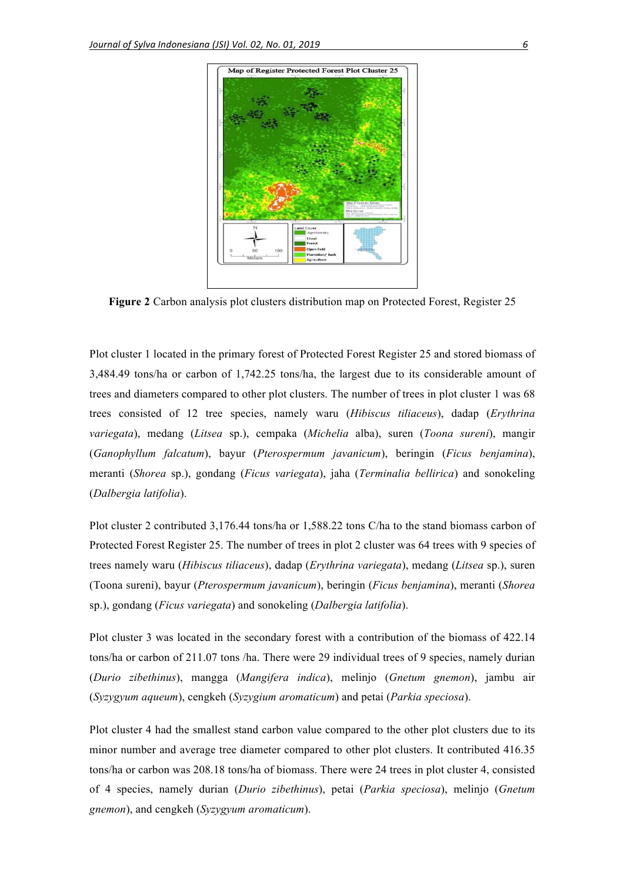Figure 2 Carbon analysis plot clusters distribution map on Protected Forest, Register 25

Plot cluster 1 located in the primary forest of Protected Forest Register 25 and stored biomass of 3,484.49 tons/ha or carbon of 1,742.25 tons/ha, the largest due to its considerable amount of trees and diameters compared to other plot clusters. The number of trees in plot cluster 1 was 68 trees consisted of 12 tree species, namely waru (*Hibiscus tiliaceus*), dadap (*Erythrina variegata*), medang (*Litsea* sp.), cempaka (*Michelia* alba), suren (*Toona sureni*), mangir (*Ganophyllum falcatum*), bayur (*Pterospermum javanicum*), beringin (*Ficus benjamina*), meranti (*Shorea* sp.), gondang (*Ficus variegata*), jaha (*Terminalia bellirica*) and sonokeling (*Dalbergia latifolia*).

Plot cluster 2 contributed 3,176.44 tons/ha or 1,588.22 tons C/ha to the stand biomass carbon of Protected Forest Register 25. The number of trees in plot 2 cluster was 64 trees with 9 species of trees namely waru (*Hibiscus tiliaceus*), dadap (*Erythrina variegata*), medang (*Litsea* sp.), suren (Toona sureni), bayur (*Pterospermum javanicum*), beringin (*Ficus benjamina*), meranti (*Shorea* sp.), gondang (*Ficus variegata*) and sonokeling (*Dalbergia latifolia*).

Plot cluster 3 was located in the secondary forest with a contribution of the biomass of 422.14 tons/ha or carbon of 211.07 tons /ha. There were 29 individual trees of 9 species, namely durian (*Durio zibethinus*), mangga (*Mangifera indica*), melinjo (*Gnetum gnemon*), jambu air (*Syzygyum aqueum*), cengkeh (*Syzygium aromaticum*) and petai (*Parkia speciosa*).

Plot cluster 4 had the smallest stand carbon value compared to the other plot clusters due to its minor number and average tree diameter compared to other plot clusters. It contributed 416.35 tons/ha or carbon was 208.18 tons/ha of biomass. There were 24 trees in plot cluster 4, consisted of 4 species, namely durian (*Durio zibethinus*), petai (*Parkia speciosa*), melinjo (*Gnetum gnemon*), and cengkeh (*Syzygyum aromaticum*).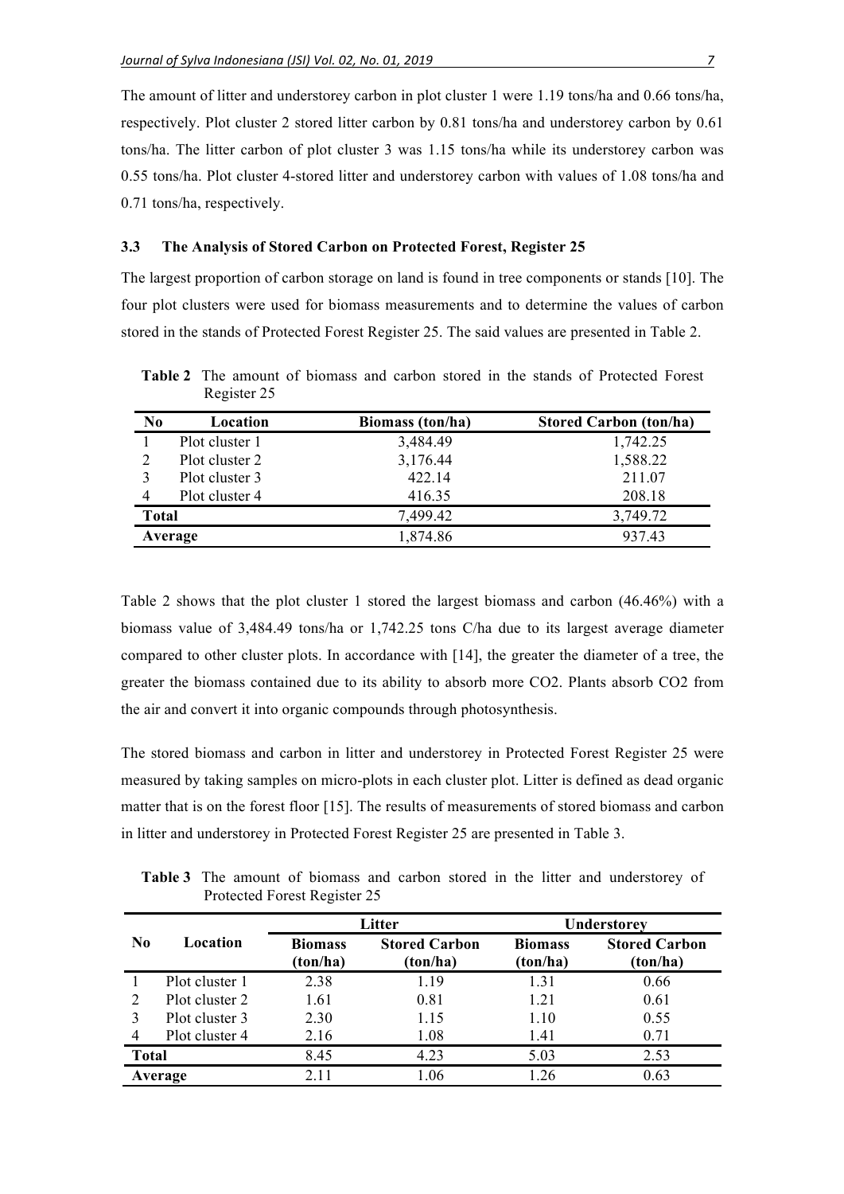The amount of litter and understorey carbon in plot cluster 1 were 1.19 tons/ha and 0.66 tons/ha, respectively. Plot cluster 2 stored litter carbon by 0.81 tons/ha and understorey carbon by 0.61 tons/ha. The litter carbon of plot cluster 3 was 1.15 tons/ha while its understorey carbon was 0.55 tons/ha. Plot cluster 4-stored litter and understorey carbon with values of 1.08 tons/ha and 0.71 tons/ha, respectively.

### 3.3 The Analysis of Stored Carbon on Protected Forest, Register 25

The largest proportion of carbon storage on land is found in tree components or stands [10]. The four plot clusters were used for biomass measurements and to determine the values of carbon stored in the stands of Protected Forest Register 25. The said values are presented in Table 2.

**Table 2** The amount of biomass and carbon stored in the stands of Protected Forest Register 25

| No | Location | Biomass (ton/ha) | Stored Carbon (ton/ha) |
|---|---|---|---|
| 1 | Plot cluster 1 | 3,484.49 | 1,742.25 |
| 2 | Plot cluster 2 | 3,176.44 | 1,588.22 |
| 3 | Plot cluster 3 | 422.14 | 211.07 |
| 4 | Plot cluster 4 | 416.35 | 208.18 |
| **Total** | | 7,499.42 | 3,749.72 |
| **Average** | | 1,874.86 | 937.43 |

Table 2 shows that the plot cluster 1 stored the largest biomass and carbon (46.46%) with a biomass value of 3,484.49 tons/ha or 1,742.25 tons C/ha due to its largest average diameter compared to other cluster plots. In accordance with [14], the greater the diameter of a tree, the greater the biomass contained due to its ability to absorb more $CO_2$. Plants absorb $CO_2$ from the air and convert it into organic compounds through photosynthesis.

The stored biomass and carbon in litter and understorey in Protected Forest Register 25 were measured by taking samples on micro-plots in each cluster plot. Litter is defined as dead organic matter that is on the forest floor [15]. The results of measurements of stored biomass and carbon in litter and understorey in Protected Forest Register 25 are presented in Table 3.

**Table 3** The amount of biomass and carbon stored in the litter and understorey of Protected Forest Register 25

| No | Location | Litter | | Understorey | |
|---|---|---|---|---|---|
| | | Biomass (ton/ha) | Stored Carbon (ton/ha) | Biomass (ton/ha) | Stored Carbon (ton/ha) |
| 1 | Plot cluster 1 | 2.38 | 1.19 | 1.31 | 0.66 |
| 2 | Plot cluster 2 | 1.61 | 0.81 | 1.21 | 0.61 |
| 3 | Plot cluster 3 | 2.30 | 1.15 | 1.10 | 0.55 |
| 4 | Plot cluster 4 | 2.16 | 1.08 | 1.41 | 0.71 |
| **Total** | | 8.45 | 4.23 | 5.03 | 2.53 |
| **Average** | | 2.11 | 1.06 | 1.26 | 0.63 |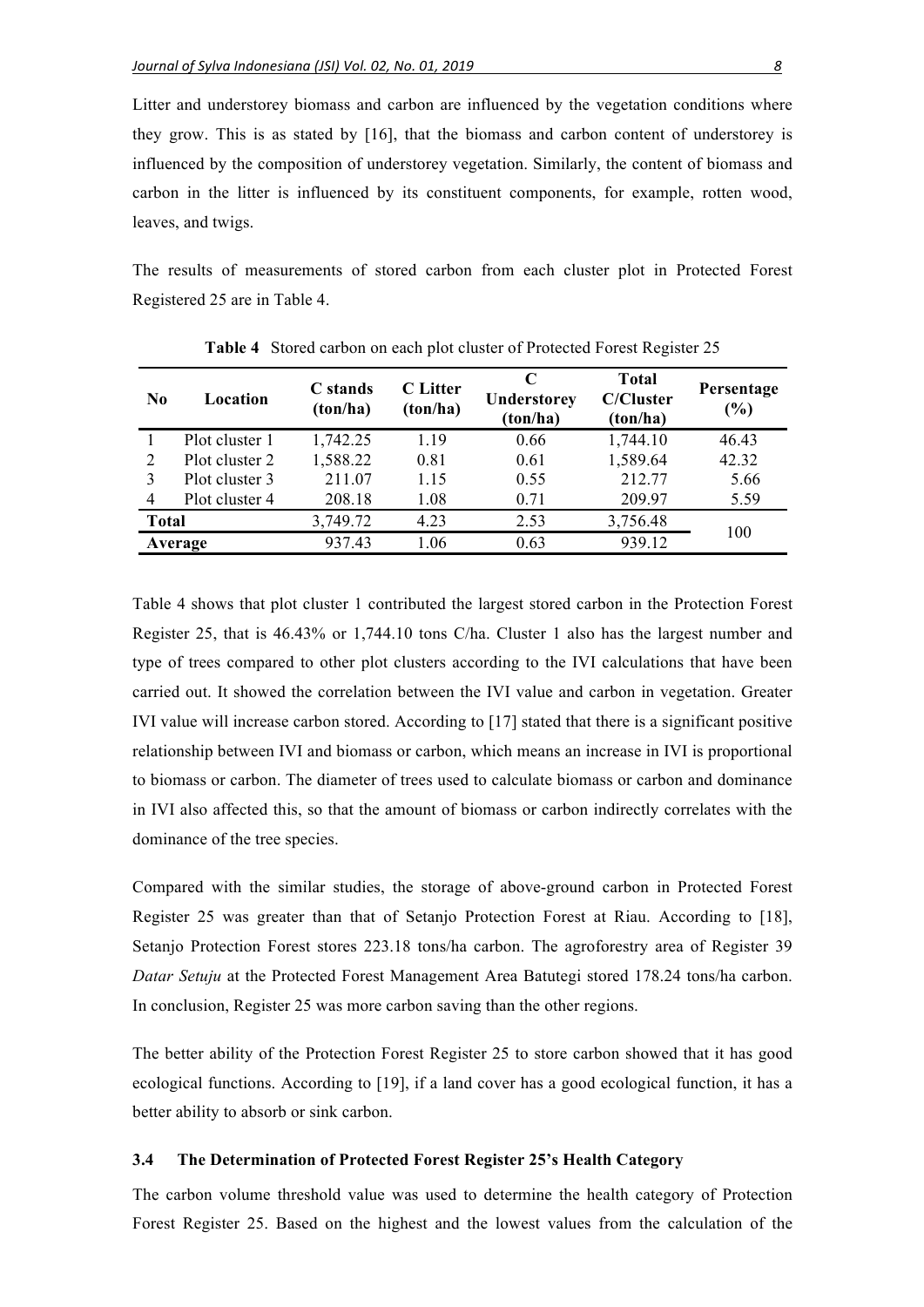Litter and understorey biomass and carbon are influenced by the vegetation conditions where they grow. This is as stated by [16], that the biomass and carbon content of understorey is influenced by the composition of understorey vegetation. Similarly, the content of biomass and carbon in the litter is influenced by its constituent components, for example, rotten wood, leaves, and twigs.

The results of measurements of stored carbon from each cluster plot in Protected Forest Registered 25 are in Table 4.

**Table 4** Stored carbon on each plot cluster of Protected Forest Register 25

| No | Location | C stands (ton/ha) | C Litter (ton/ha) | C Understorey (ton/ha) | Total C/Cluster (ton/ha) | Persentage (%) |
|---|---|---|---|---|---|---|
| 1 | Plot cluster 1 | 1,742.25 | 1.19 | 0.66 | 1,744.10 | 46.43 |
| 2 | Plot cluster 2 | 1,588.22 | 0.81 | 0.61 | 1,589.64 | 42.32 |
| 3 | Plot cluster 3 | 211.07 | 1.15 | 0.55 | 212.77 | 5.66 |
| 4 | Plot cluster 4 | 208.18 | 1.08 | 0.71 | 209.97 | 5.59 |
| Total | | 3,749.72 | 4.23 | 2.53 | 3,756.48 | 100 |
| Average | | 937.43 | 1.06 | 0.63 | 939.12 | |

Table 4 shows that plot cluster 1 contributed the largest stored carbon in the Protection Forest Register 25, that is 46.43% or 1,744.10 tons C/ha. Cluster 1 also has the largest number and type of trees compared to other plot clusters according to the IVI calculations that have been carried out. It showed the correlation between the IVI value and carbon in vegetation. Greater IVI value will increase carbon stored. According to [17] stated that there is a significant positive relationship between IVI and biomass or carbon, which means an increase in IVI is proportional to biomass or carbon. The diameter of trees used to calculate biomass or carbon and dominance in IVI also affected this, so that the amount of biomass or carbon indirectly correlates with the dominance of the tree species.

Compared with the similar studies, the storage of above-ground carbon in Protected Forest Register 25 was greater than that of Setanjo Protection Forest at Riau. According to [18], Setanjo Protection Forest stores 223.18 tons/ha carbon. The agroforestry area of Register 39 *Datar Setuju* at the Protected Forest Management Area Batutegi stored 178.24 tons/ha carbon. In conclusion, Register 25 was more carbon saving than the other regions.

The better ability of the Protection Forest Register 25 to store carbon showed that it has good ecological functions. According to [19], if a land cover has a good ecological function, it has a better ability to absorb or sink carbon.

### 3.4 The Determination of Protected Forest Register 25's Health Category

The carbon volume threshold value was used to determine the health category of Protection Forest Register 25. Based on the highest and the lowest values from the calculation of the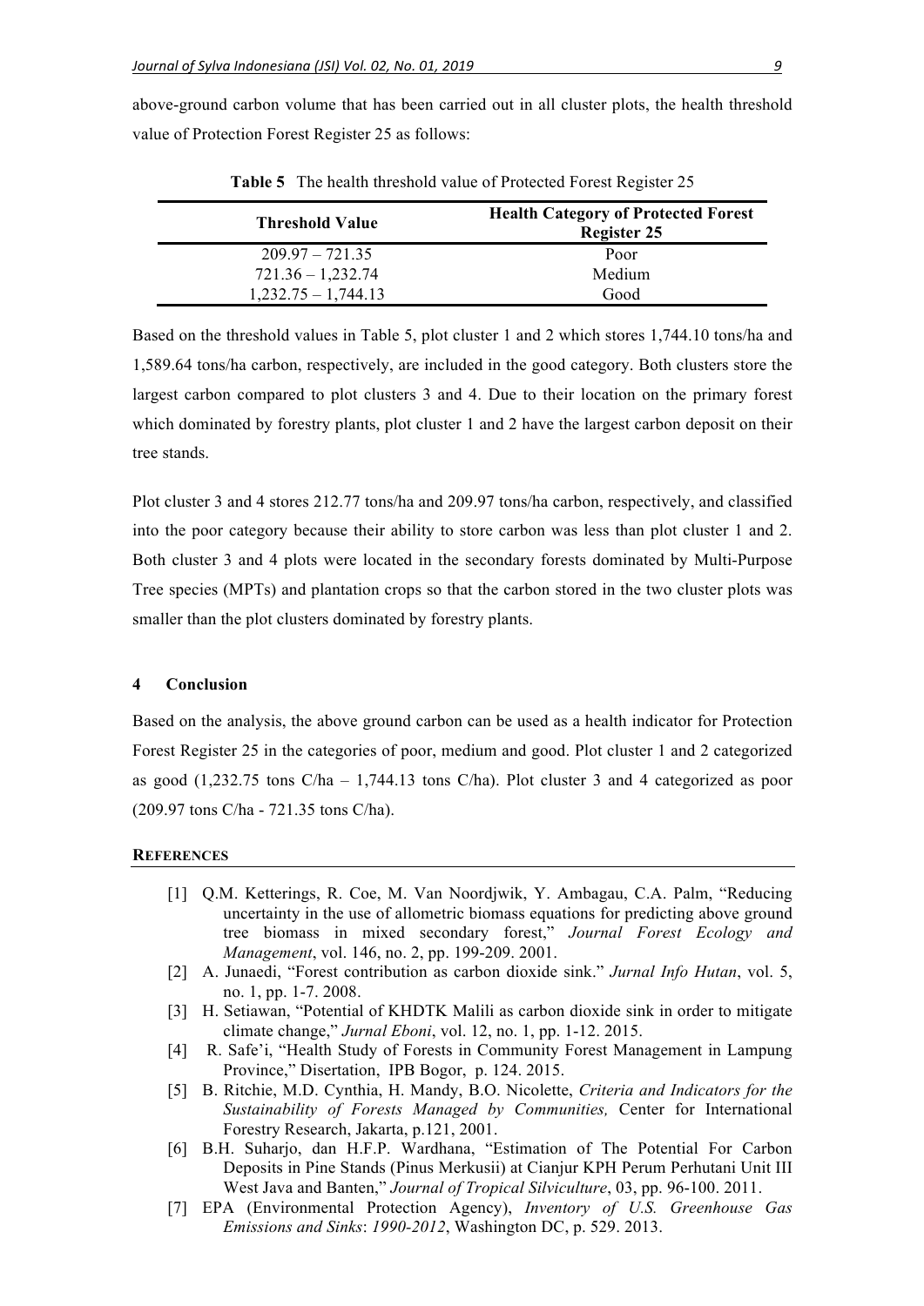above-ground carbon volume that has been carried out in all cluster plots, the health threshold value of Protection Forest Register 25 as follows:

**Table 5** The health threshold value of Protected Forest Register 25

| Threshold Value | Health Category of Protected Forest Register 25 |
|---|---|
| 209.97 – 721.35 | Poor |
| 721.36 – 1,232.74 | Medium |
| 1,232.75 – 1,744.13 | Good |

Based on the threshold values in Table 5, plot cluster 1 and 2 which stores 1,744.10 tons/ha and 1,589.64 tons/ha carbon, respectively, are included in the good category. Both clusters store the largest carbon compared to plot clusters 3 and 4. Due to their location on the primary forest which dominated by forestry plants, plot cluster 1 and 2 have the largest carbon deposit on their tree stands.

Plot cluster 3 and 4 stores 212.77 tons/ha and 209.97 tons/ha carbon, respectively, and classified into the poor category because their ability to store carbon was less than plot cluster 1 and 2. Both cluster 3 and 4 plots were located in the secondary forests dominated by Multi-Purpose Tree species (MPTs) and plantation crops so that the carbon stored in the two cluster plots was smaller than the plot clusters dominated by forestry plants.

## 4 Conclusion

Based on the analysis, the above ground carbon can be used as a health indicator for Protection Forest Register 25 in the categories of poor, medium and good. Plot cluster 1 and 2 categorized as good (1,232.75 tons C/ha – 1,744.13 tons C/ha). Plot cluster 3 and 4 categorized as poor (209.97 tons C/ha - 721.35 tons C/ha).

## References

[1] Q.M. Ketterings, R. Coe, M. Van Noordjwik, Y. Ambagau, C.A. Palm, "Reducing uncertainty in the use of allometric biomass equations for predicting above ground tree biomass in mixed secondary forest," *Journal Forest Ecology and Management*, vol. 146, no. 2, pp. 199-209. 2001.

[2] A. Junaedi, "Forest contribution as carbon dioxide sink." *Jurnal Info Hutan*, vol. 5, no. 1, pp. 1-7. 2008.

[3] H. Setiawan, "Potential of KHDTK Malili as carbon dioxide sink in order to mitigate climate change," *Jurnal Eboni*, vol. 12, no. 1, pp. 1-12. 2015.

[4] R. Safe'i, "Health Study of Forests in Community Forest Management in Lampung Province," Disertation, IPB Bogor, p. 124. 2015.

[5] B. Ritchie, M.D. Cynthia, H. Mandy, B.O. Nicolette, *Criteria and Indicators for the Sustainability of Forests Managed by Communities,* Center for International Forestry Research, Jakarta, p.121, 2001.

[6] B.H. Suharjo, dan H.F.P. Wardhana, "Estimation of The Potential For Carbon Deposits in Pine Stands (Pinus Merkusii) at Cianjur KPH Perum Perhutani Unit III West Java and Banten," *Journal of Tropical Silviculture*, 03, pp. 96-100. 2011.

[7] EPA (Environmental Protection Agency), *Inventory of U.S. Greenhouse Gas Emissions and Sinks*: *1990-2012*, Washington DC, p. 529. 2013.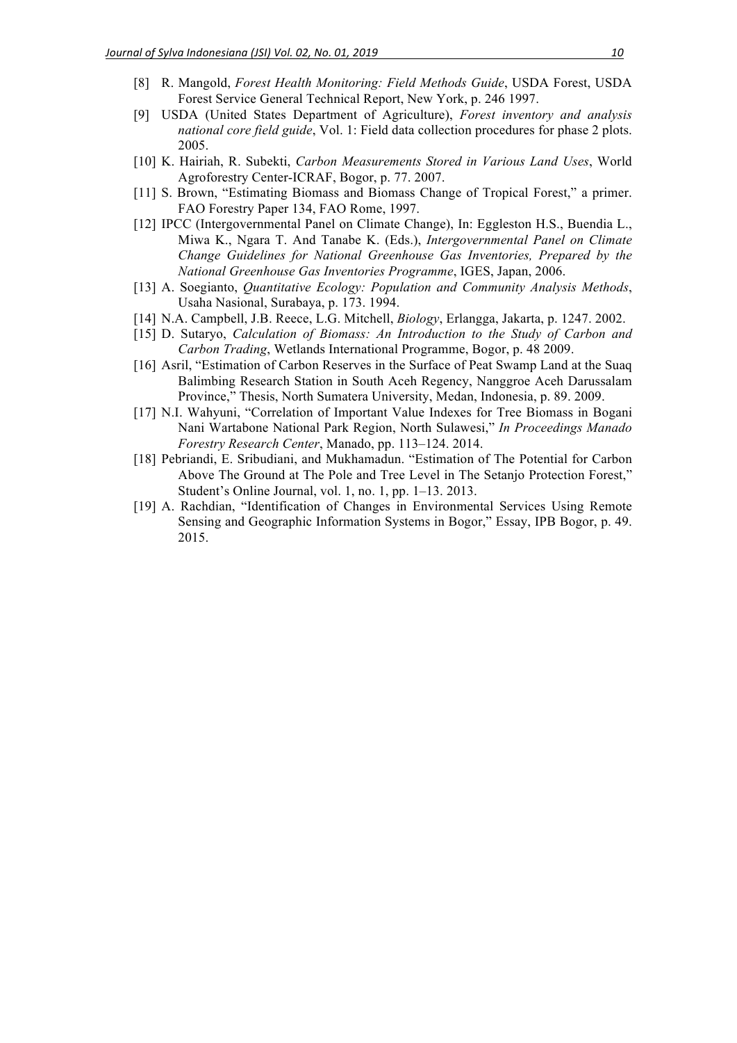[8] R. Mangold, *Forest Health Monitoring: Field Methods Guide*, USDA Forest, USDA Forest Service General Technical Report, New York, p. 246 1997.

[9] USDA (United States Department of Agriculture), *Forest inventory and analysis national core field guide*, Vol. 1: Field data collection procedures for phase 2 plots. 2005.

[10] K. Hairiah, R. Subekti, *Carbon Measurements Stored in Various Land Uses*, World Agroforestry Center-ICRAF, Bogor, p. 77. 2007.

[11] S. Brown, "Estimating Biomass and Biomass Change of Tropical Forest," a primer. FAO Forestry Paper 134, FAO Rome, 1997.

[12] IPCC (Intergovernmental Panel on Climate Change), In: Eggleston H.S., Buendia L., Miwa K., Ngara T. And Tanabe K. (Eds.), *Intergovernmental Panel on Climate Change Guidelines for National Greenhouse Gas Inventories, Prepared by the National Greenhouse Gas Inventories Programme*, IGES, Japan, 2006.

[13] A. Soegianto, *Quantitative Ecology: Population and Community Analysis Methods*, Usaha Nasional, Surabaya, p. 173. 1994.

[14] N.A. Campbell, J.B. Reece, L.G. Mitchell, *Biology*, Erlangga, Jakarta, p. 1247. 2002.

[15] D. Sutaryo, *Calculation of Biomass: An Introduction to the Study of Carbon and Carbon Trading*, Wetlands International Programme, Bogor, p. 48 2009.

[16] Asril, "Estimation of Carbon Reserves in the Surface of Peat Swamp Land at the Suaq Balimbing Research Station in South Aceh Regency, Nanggroe Aceh Darussalam Province," Thesis, North Sumatera University, Medan, Indonesia, p. 89. 2009.

[17] N.I. Wahyuni, "Correlation of Important Value Indexes for Tree Biomass in Bogani Nani Wartabone National Park Region, North Sulawesi," *In Proceedings Manado Forestry Research Center*, Manado, pp. 113–124. 2014.

[18] Pebriandi, E. Sribudiani, and Mukhamadun. "Estimation of The Potential for Carbon Above The Ground at The Pole and Tree Level in The Setanjo Protection Forest," Student's Online Journal, vol. 1, no. 1, pp. 1–13. 2013.

[19] A. Rachdian, "Identification of Changes in Environmental Services Using Remote Sensing and Geographic Information Systems in Bogor," Essay, IPB Bogor, p. 49. 2015.